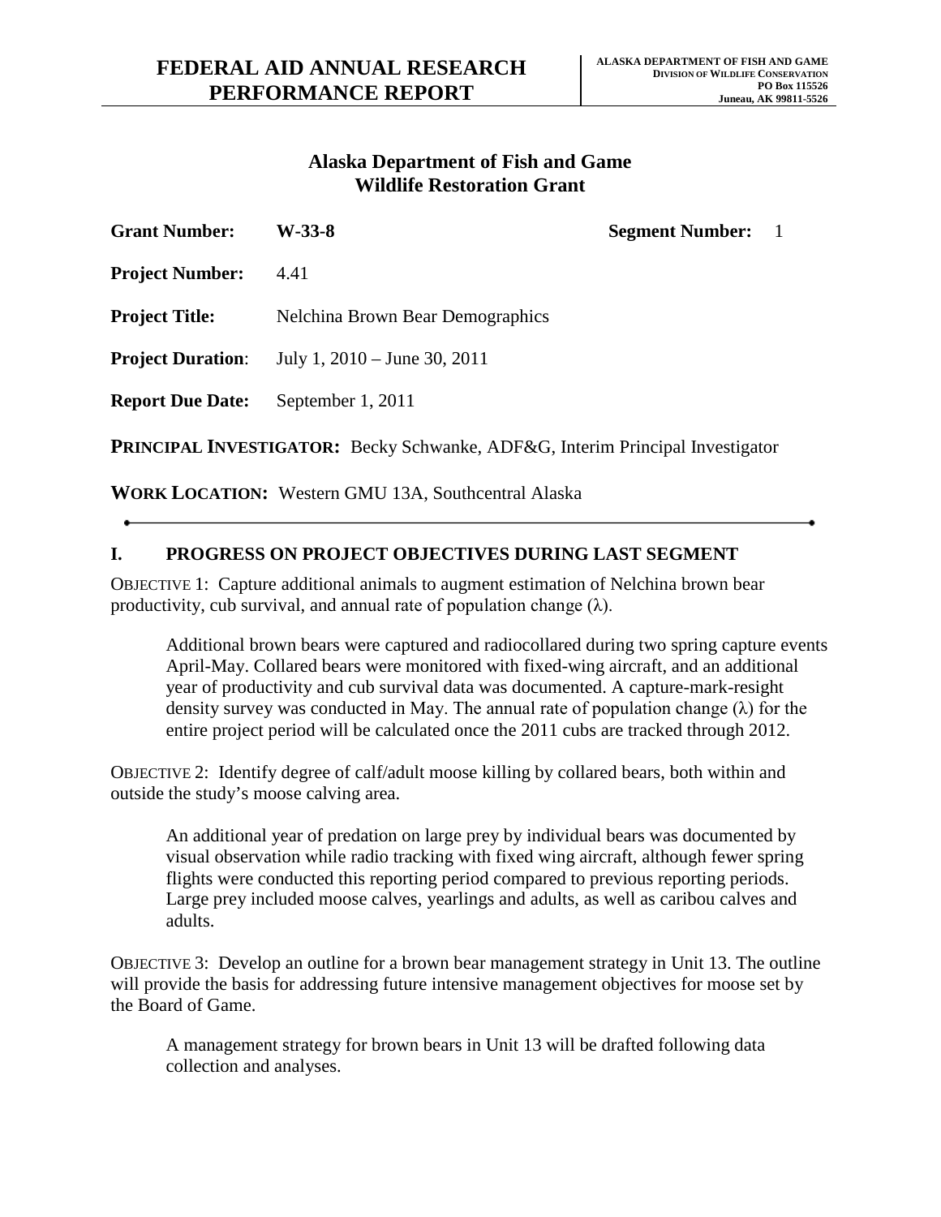# FEDERAL AID ANNUAL RESEARCH PERFORMANCE REPORT

**ALASKA DEPARTMENT OF FISH AND GAME**
**DIVISION OF WILDLIFE CONSERVATION**
**PO Box 115526**
**Juneau, AK 99811-5526**

## Alaska Department of Fish and Game
## Wildlife Restoration Grant

**Grant Number:** W-33-8 **Segment Number:** 1

**Project Number:** 4.41

**Project Title:** Nelchina Brown Bear Demographics

**Project Duration**: July 1, 2010 – June 30, 2011

**Report Due Date:** September 1, 2011

**PRINCIPAL INVESTIGATOR:** Becky Schwanke, ADF&G, Interim Principal Investigator

**WORK LOCATION:** Western GMU 13A, Southcentral Alaska

---

## I. PROGRESS ON PROJECT OBJECTIVES DURING LAST SEGMENT

OBJECTIVE 1: Capture additional animals to augment estimation of Nelchina brown bear productivity, cub survival, and annual rate of population change (λ).

> Additional brown bears were captured and radiocollared during two spring capture events April-May. Collared bears were monitored with fixed-wing aircraft, and an additional year of productivity and cub survival data was documented. A capture-mark-resight density survey was conducted in May. The annual rate of population change (λ) for the entire project period will be calculated once the 2011 cubs are tracked through 2012.

OBJECTIVE 2: Identify degree of calf/adult moose killing by collared bears, both within and outside the study's moose calving area.

> An additional year of predation on large prey by individual bears was documented by visual observation while radio tracking with fixed wing aircraft, although fewer spring flights were conducted this reporting period compared to previous reporting periods. Large prey included moose calves, yearlings and adults, as well as caribou calves and adults.

OBJECTIVE 3: Develop an outline for a brown bear management strategy in Unit 13. The outline will provide the basis for addressing future intensive management objectives for moose set by the Board of Game.

> A management strategy for brown bears in Unit 13 will be drafted following data collection and analyses.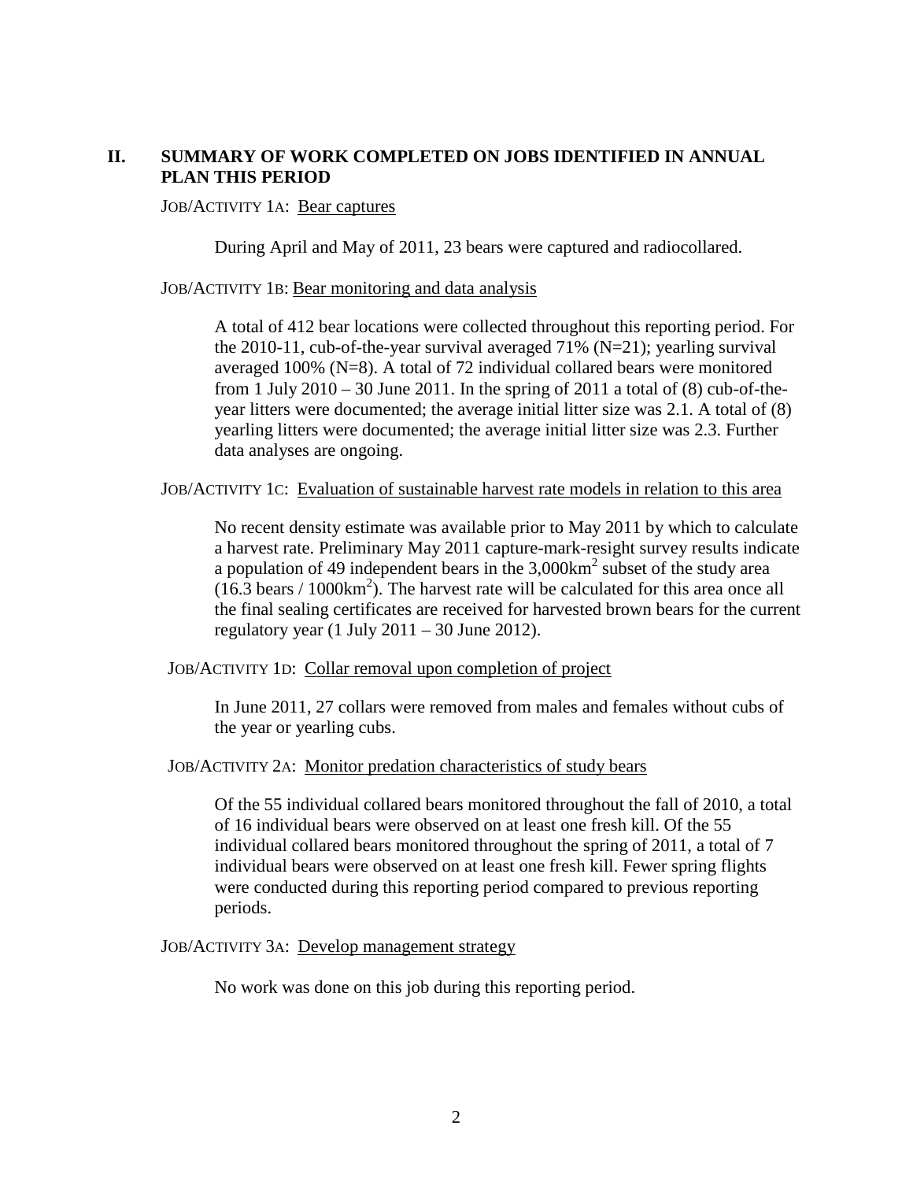## II. SUMMARY OF WORK COMPLETED ON JOBS IDENTIFIED IN ANNUAL PLAN THIS PERIOD

JOB/ACTIVITY 1A: Bear captures

During April and May of 2011, 23 bears were captured and radiocollared.

JOB/ACTIVITY 1B: Bear monitoring and data analysis

A total of 412 bear locations were collected throughout this reporting period. For the 2010-11, cub-of-the-year survival averaged 71% (N=21); yearling survival averaged 100% (N=8). A total of 72 individual collared bears were monitored from 1 July 2010 – 30 June 2011. In the spring of 2011 a total of (8) cub-of-the-year litters were documented; the average initial litter size was 2.1. A total of (8) yearling litters were documented; the average initial litter size was 2.3. Further data analyses are ongoing.

JOB/ACTIVITY 1C: Evaluation of sustainable harvest rate models in relation to this area

No recent density estimate was available prior to May 2011 by which to calculate a harvest rate. Preliminary May 2011 capture-mark-resight survey results indicate a population of 49 independent bears in the 3,000km$^2$ subset of the study area (16.3 bears / 1000km$^2$). The harvest rate will be calculated for this area once all the final sealing certificates are received for harvested brown bears for the current regulatory year (1 July 2011 – 30 June 2012).

JOB/ACTIVITY 1D: Collar removal upon completion of project

In June 2011, 27 collars were removed from males and females without cubs of the year or yearling cubs.

JOB/ACTIVITY 2A: Monitor predation characteristics of study bears

Of the 55 individual collared bears monitored throughout the fall of 2010, a total of 16 individual bears were observed on at least one fresh kill. Of the 55 individual collared bears monitored throughout the spring of 2011, a total of 7 individual bears were observed on at least one fresh kill. Fewer spring flights were conducted during this reporting period compared to previous reporting periods.

JOB/ACTIVITY 3A: Develop management strategy

No work was done on this job during this reporting period.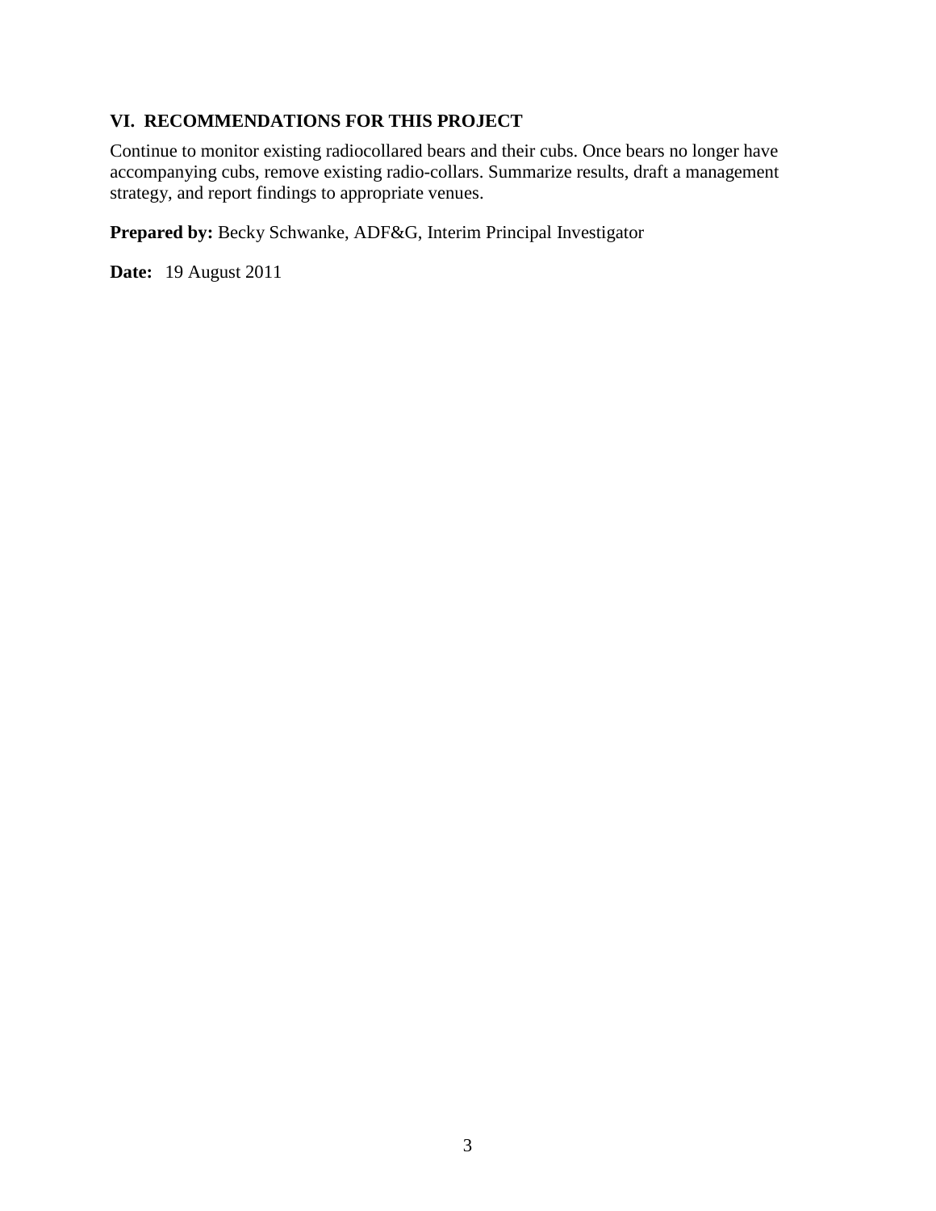## VI. RECOMMENDATIONS FOR THIS PROJECT

Continue to monitor existing radiocollared bears and their cubs. Once bears no longer have accompanying cubs, remove existing radio-collars. Summarize results, draft a management strategy, and report findings to appropriate venues.

**Prepared by:** Becky Schwanke, ADF&G, Interim Principal Investigator

**Date:** 19 August 2011